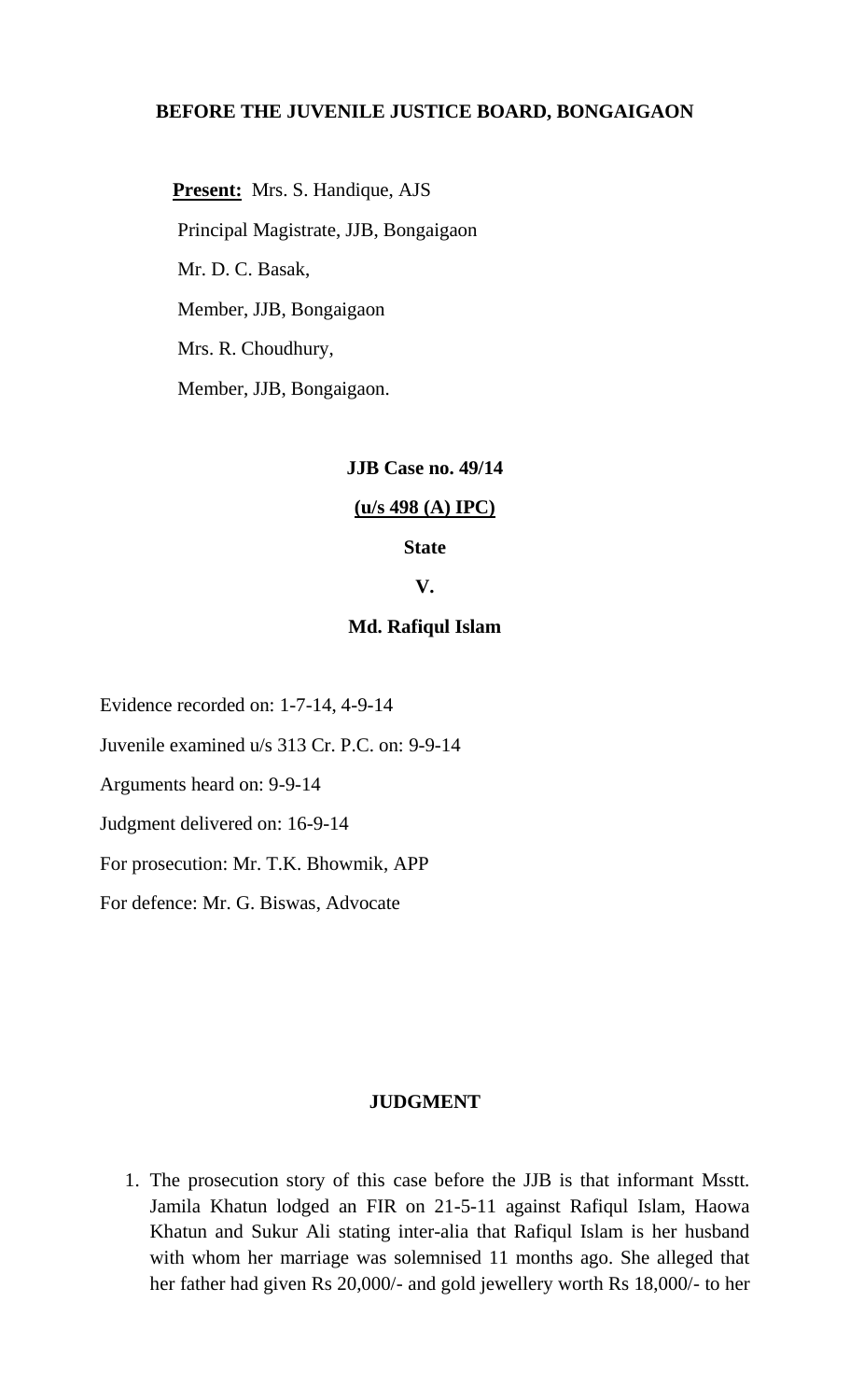**BEFORE THE JUVENILE JUSTICE BOARD, BONGAIGAON**

**Present:** Mrs. S. Handique, AJS

Principal Magistrate, JJB, Bongaigaon

Mr. D. C. Basak,

Member, JJB, Bongaigaon

Mrs. R. Choudhury,

Member, JJB, Bongaigaon.

**JJB Case no. 49/14**

**(u/s 498 (A) IPC)**

**State**

**V.**

**Md. Rafiqul Islam**

Evidence recorded on: 1-7-14, 4-9-14

Juvenile examined u/s 313 Cr. P.C. on: 9-9-14

Arguments heard on: 9-9-14

Judgment delivered on: 16-9-14

For prosecution: Mr. T.K. Bhowmik, APP

For defence: Mr. G. Biswas, Advocate

**JUDGMENT**

1. The prosecution story of this case before the JJB is that informant Msstt. Jamila Khatun lodged an FIR on 21-5-11 against Rafiqul Islam, Haowa Khatun and Sukur Ali stating inter-alia that Rafiqul Islam is her husband with whom her marriage was solemnised 11 months ago. She alleged that her father had given Rs 20,000/- and gold jewellery worth Rs 18,000/- to her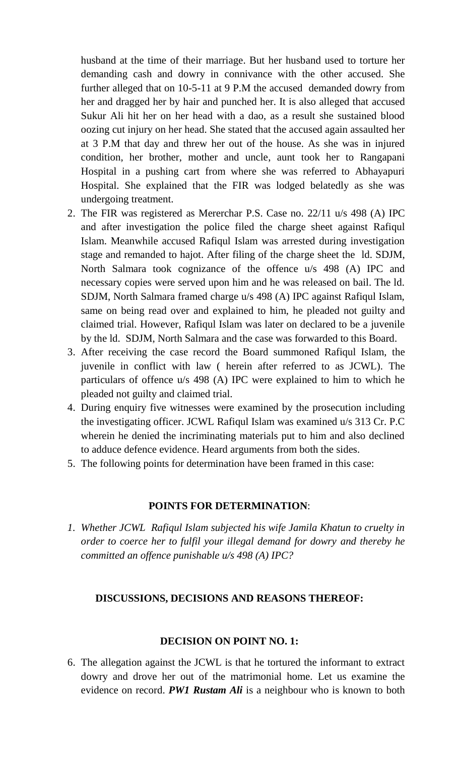husband at the time of their marriage. But her husband used to torture her demanding cash and dowry in connivance with the other accused. She further alleged that on 10-5-11 at 9 P.M the accused demanded dowry from her and dragged her by hair and punched her. It is also alleged that accused Sukur Ali hit her on her head with a dao, as a result she sustained blood oozing cut injury on her head. She stated that the accused again assaulted her at 3 P.M that day and threw her out of the house. As she was in injured condition, her brother, mother and uncle, aunt took her to Rangapani Hospital in a pushing cart from where she was referred to Abhayapuri Hospital. She explained that the FIR was lodged belatedly as she was undergoing treatment.

2. The FIR was registered as Mererchar P.S. Case no. 22/11 u/s 498 (A) IPC and after investigation the police filed the charge sheet against Rafiqul Islam. Meanwhile accused Rafiqul Islam was arrested during investigation stage and remanded to hajot. After filing of the charge sheet the ld. SDJM, North Salmara took cognizance of the offence u/s 498 (A) IPC and necessary copies were served upon him and he was released on bail. The ld. SDJM, North Salmara framed charge u/s 498 (A) IPC against Rafiqul Islam, same on being read over and explained to him, he pleaded not guilty and claimed trial. However, Rafiqul Islam was later on declared to be a juvenile by the ld. SDJM, North Salmara and the case was forwarded to this Board.
3. After receiving the case record the Board summoned Rafiqul Islam, the juvenile in conflict with law ( herein after referred to as JCWL). The particulars of offence u/s 498 (A) IPC were explained to him to which he pleaded not guilty and claimed trial.
4. During enquiry five witnesses were examined by the prosecution including the investigating officer. JCWL Rafiqul Islam was examined u/s 313 Cr. P.C wherein he denied the incriminating materials put to him and also declined to adduce defence evidence. Heard arguments from both the sides.
5. The following points for determination have been framed in this case:

**POINTS FOR DETERMINATION**:

1. *Whether JCWL Rafiqul Islam subjected his wife Jamila Khatun to cruelty in order to coerce her to fulfil your illegal demand for dowry and thereby he committed an offence punishable u/s 498 (A) IPC?*

**DISCUSSIONS, DECISIONS AND REASONS THEREOF:**

**DECISION ON POINT NO. 1:**

6. The allegation against the JCWL is that he tortured the informant to extract dowry and drove her out of the matrimonial home. Let us examine the evidence on record. ***PW1 Rustam Ali*** is a neighbour who is known to both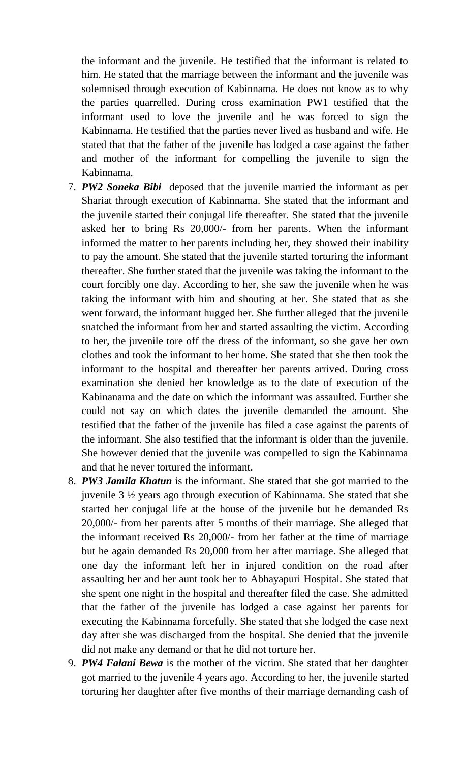the informant and the juvenile. He testified that the informant is related to him. He stated that the marriage between the informant and the juvenile was solemnised through execution of Kabinnama. He does not know as to why the parties quarrelled. During cross examination PW1 testified that the informant used to love the juvenile and he was forced to sign the Kabinnama. He testified that the parties never lived as husband and wife. He stated that that the father of the juvenile has lodged a case against the father and mother of the informant for compelling the juvenile to sign the Kabinnama.

7. ***PW2 Soneka Bibi*** deposed that the juvenile married the informant as per Shariat through execution of Kabinnama. She stated that the informant and the juvenile started their conjugal life thereafter. She stated that the juvenile asked her to bring Rs 20,000/- from her parents. When the informant informed the matter to her parents including her, they showed their inability to pay the amount. She stated that the juvenile started torturing the informant thereafter. She further stated that the juvenile was taking the informant to the court forcibly one day. According to her, she saw the juvenile when he was taking the informant with him and shouting at her. She stated that as she went forward, the informant hugged her. She further alleged that the juvenile snatched the informant from her and started assaulting the victim. According to her, the juvenile tore off the dress of the informant, so she gave her own clothes and took the informant to her home. She stated that she then took the informant to the hospital and thereafter her parents arrived. During cross examination she denied her knowledge as to the date of execution of the Kabinanama and the date on which the informant was assaulted. Further she could not say on which dates the juvenile demanded the amount. She testified that the father of the juvenile has filed a case against the parents of the informant. She also testified that the informant is older than the juvenile. She however denied that the juvenile was compelled to sign the Kabinnama and that he never tortured the informant.

8. ***PW3 Jamila Khatun*** is the informant. She stated that she got married to the juvenile 3 ½ years ago through execution of Kabinnama. She stated that she started her conjugal life at the house of the juvenile but he demanded Rs 20,000/- from her parents after 5 months of their marriage. She alleged that the informant received Rs 20,000/- from her father at the time of marriage but he again demanded Rs 20,000 from her after marriage. She alleged that one day the informant left her in injured condition on the road after assaulting her and her aunt took her to Abhayapuri Hospital. She stated that she spent one night in the hospital and thereafter filed the case. She admitted that the father of the juvenile has lodged a case against her parents for executing the Kabinnama forcefully. She stated that she lodged the case next day after she was discharged from the hospital. She denied that the juvenile did not make any demand or that he did not torture her.

9. ***PW4 Falani Bewa*** is the mother of the victim. She stated that her daughter got married to the juvenile 4 years ago. According to her, the juvenile started torturing her daughter after five months of their marriage demanding cash of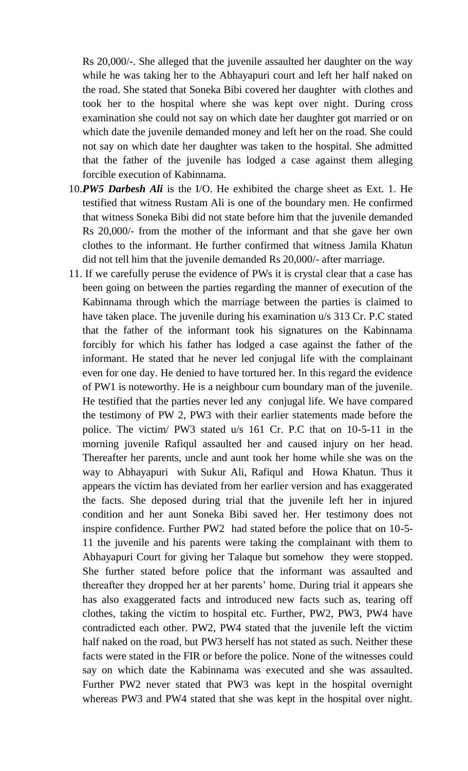Rs 20,000/-. She alleged that the juvenile assaulted her daughter on the way while he was taking her to the Abhayapuri court and left her half naked on the road. She stated that Soneka Bibi covered her daughter with clothes and took her to the hospital where she was kept over night. During cross examination she could not say on which date her daughter got married or on which date the juvenile demanded money and left her on the road. She could not say on which date her daughter was taken to the hospital. She admitted that the father of the juvenile has lodged a case against them alleging forcible execution of Kabinnama.

10. ***PW5 Darbesh Ali*** is the I/O. He exhibited the charge sheet as Ext. 1. He testified that witness Rustam Ali is one of the boundary men. He confirmed that witness Soneka Bibi did not state before him that the juvenile demanded Rs 20,000/- from the mother of the informant and that she gave her own clothes to the informant. He further confirmed that witness Jamila Khatun did not tell him that the juvenile demanded Rs 20,000/- after marriage.

11. If we carefully peruse the evidence of PWs it is crystal clear that a case has been going on between the parties regarding the manner of execution of the Kabinnama through which the marriage between the parties is claimed to have taken place. The juvenile during his examination u/s 313 Cr. P.C stated that the father of the informant took his signatures on the Kabinnama forcibly for which his father has lodged a case against the father of the informant. He stated that he never led conjugal life with the complainant even for one day. He denied to have tortured her. In this regard the evidence of PW1 is noteworthy. He is a neighbour cum boundary man of the juvenile. He testified that the parties never led any conjugal life. We have compared the testimony of PW 2, PW3 with their earlier statements made before the police. The victim/ PW3 stated u/s 161 Cr. P.C that on 10-5-11 in the morning juvenile Rafiqul assaulted her and caused injury on her head. Thereafter her parents, uncle and aunt took her home while she was on the way to Abhayapuri with Sukur Ali, Rafiqul and Howa Khatun. Thus it appears the victim has deviated from her earlier version and has exaggerated the facts. She deposed during trial that the juvenile left her in injured condition and her aunt Soneka Bibi saved her. Her testimony does not inspire confidence. Further PW2 had stated before the police that on 10-5-11 the juvenile and his parents were taking the complainant with them to Abhayapuri Court for giving her Talaque but somehow they were stopped. She further stated before police that the informant was assaulted and thereafter they dropped her at her parents' home. During trial it appears she has also exaggerated facts and introduced new facts such as, tearing off clothes, taking the victim to hospital etc. Further, PW2, PW3, PW4 have contradicted each other. PW2, PW4 stated that the juvenile left the victim half naked on the road, but PW3 herself has not stated as such. Neither these facts were stated in the FIR or before the police. None of the witnesses could say on which date the Kabinnama was executed and she was assaulted. Further PW2 never stated that PW3 was kept in the hospital overnight whereas PW3 and PW4 stated that she was kept in the hospital over night.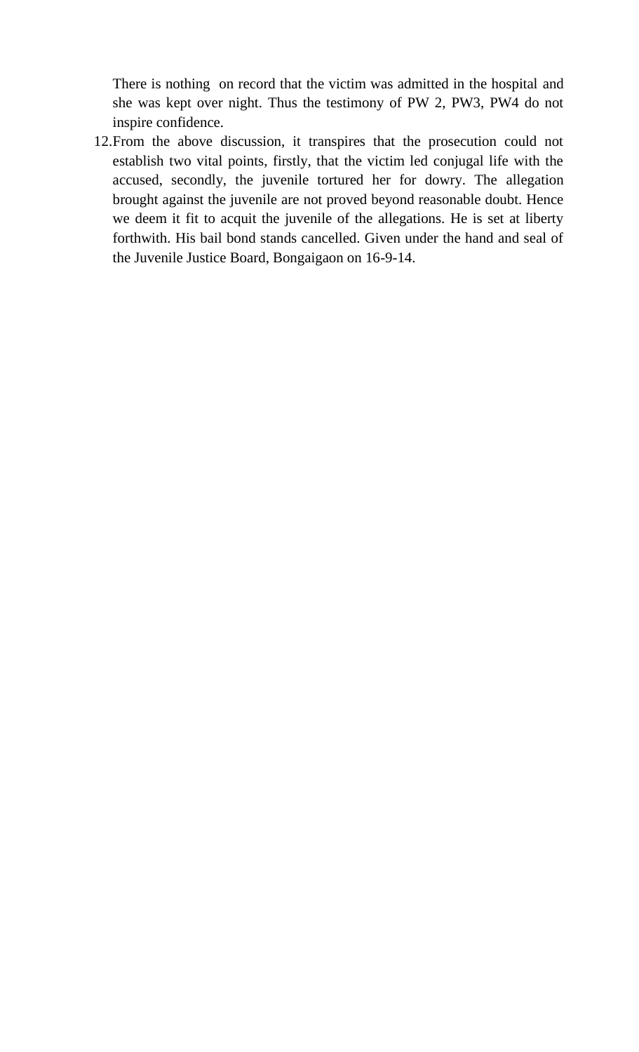There is nothing on record that the victim was admitted in the hospital and she was kept over night. Thus the testimony of PW 2, PW3, PW4 do not inspire confidence.

12. From the above discussion, it transpires that the prosecution could not establish two vital points, firstly, that the victim led conjugal life with the accused, secondly, the juvenile tortured her for dowry. The allegation brought against the juvenile are not proved beyond reasonable doubt. Hence we deem it fit to acquit the juvenile of the allegations. He is set at liberty forthwith. His bail bond stands cancelled. Given under the hand and seal of the Juvenile Justice Board, Bongaigaon on 16-9-14.